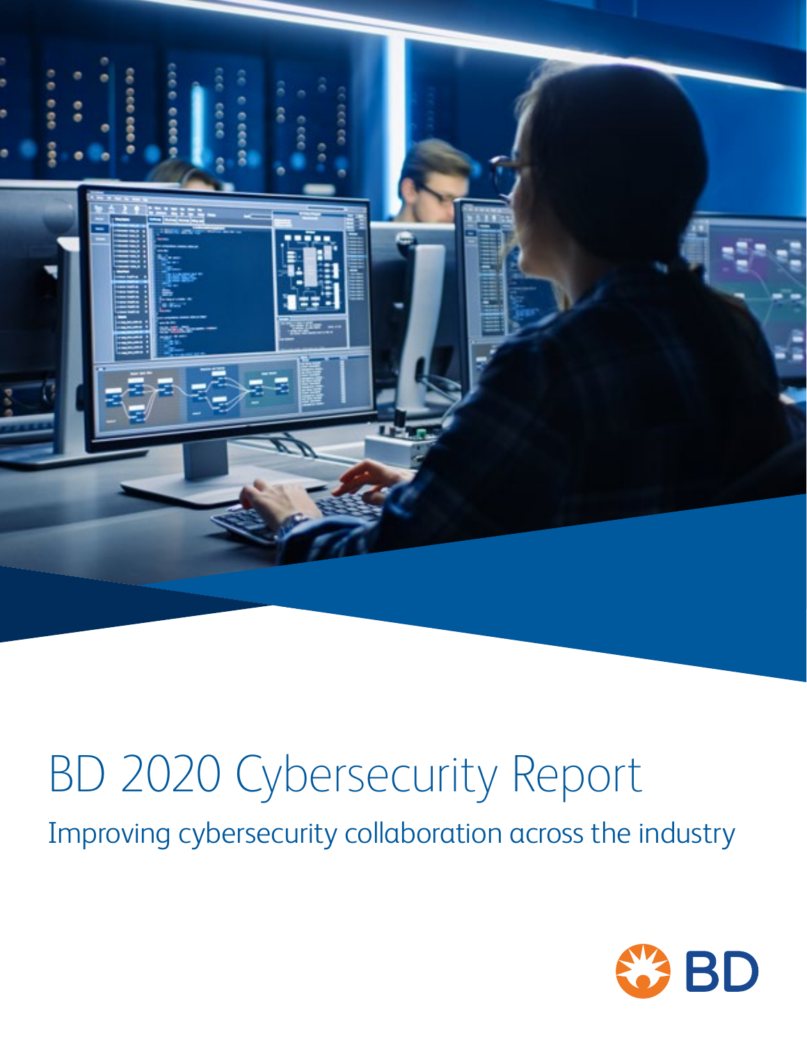# BD 2020 Cybersecurity Report

## Improving cybersecurity collaboration across the industry

BD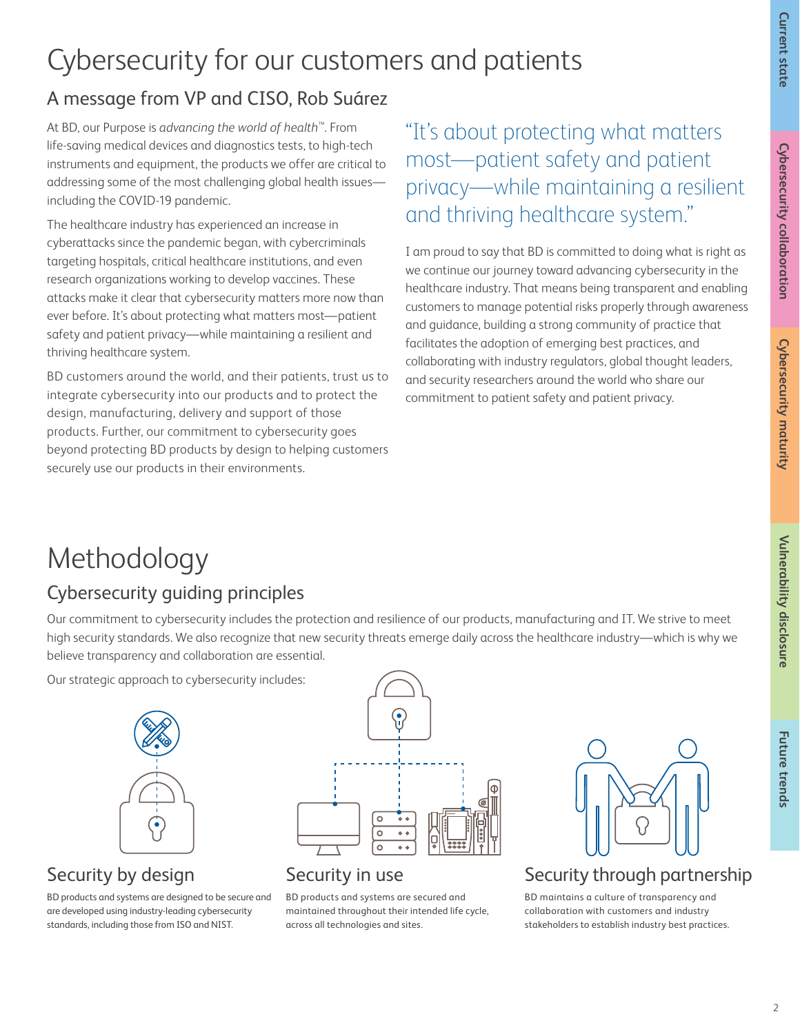# Cybersecurity for our customers and patients

## A message from VP and CISO, Rob Suárez

At BD, our Purpose is *advancing the world of health*™. From life-saving medical devices and diagnostics tests, to high-tech instruments and equipment, the products we offer are critical to addressing some of the most challenging global health issues—including the COVID-19 pandemic.

The healthcare industry has experienced an increase in cyberattacks since the pandemic began, with cybercriminals targeting hospitals, critical healthcare institutions, and even research organizations working to develop vaccines. These attacks make it clear that cybersecurity matters more now than ever before. It's about protecting what matters most—patient safety and patient privacy—while maintaining a resilient and thriving healthcare system.

BD customers around the world, and their patients, trust us to integrate cybersecurity into our products and to protect the design, manufacturing, delivery and support of those products. Further, our commitment to cybersecurity goes beyond protecting BD products by design to helping customers securely use our products in their environments.

> "It's about protecting what matters most—patient safety and patient privacy—while maintaining a resilient and thriving healthcare system."

I am proud to say that BD is committed to doing what is right as we continue our journey toward advancing cybersecurity in the healthcare industry. That means being transparent and enabling customers to manage potential risks properly through awareness and guidance, building a strong community of practice that facilitates the adoption of emerging best practices, and collaborating with industry regulators, global thought leaders, and security researchers around the world who share our commitment to patient safety and patient privacy.

# Methodology

## Cybersecurity guiding principles

Our commitment to cybersecurity includes the protection and resilience of our products, manufacturing and IT. We strive to meet high security standards. We also recognize that new security threats emerge daily across the healthcare industry—which is why we believe transparency and collaboration are essential.

Our strategic approach to cybersecurity includes:

### Security by design

BD products and systems are designed to be secure and are developed using industry-leading cybersecurity standards, including those from ISO and NIST.

### Security in use

BD products and systems are secured and maintained throughout their intended life cycle, across all technologies and sites.

### Security through partnership

BD maintains a culture of transparency and collaboration with customers and industry stakeholders to establish industry best practices.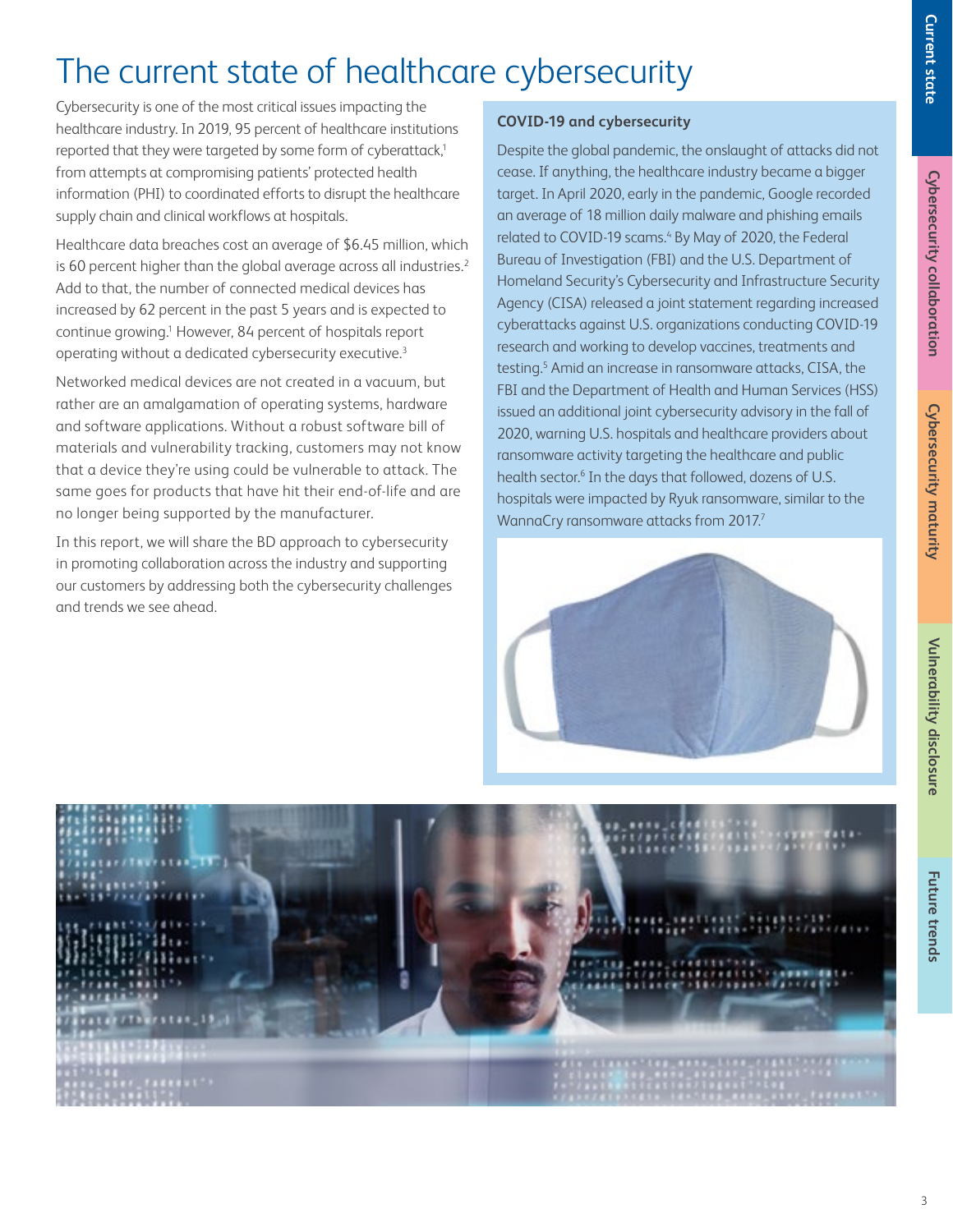# The current state of healthcare cybersecurity

Cybersecurity is one of the most critical issues impacting the healthcare industry. In 2019, 95 percent of healthcare institutions reported that they were targeted by some form of cyberattack,[1] from attempts at compromising patients' protected health information (PHI) to coordinated efforts to disrupt the healthcare supply chain and clinical workflows at hospitals.

Healthcare data breaches cost an average of $6.45 million, which is 60 percent higher than the global average across all industries.[2] Add to that, the number of connected medical devices has increased by 62 percent in the past 5 years and is expected to continue growing.[1] However, 84 percent of hospitals report operating without a dedicated cybersecurity executive.[3]

Networked medical devices are not created in a vacuum, but rather are an amalgamation of operating systems, hardware and software applications. Without a robust software bill of materials and vulnerability tracking, customers may not know that a device they're using could be vulnerable to attack. The same goes for products that have hit their end-of-life and are no longer being supported by the manufacturer.

In this report, we will share the BD approach to cybersecurity in promoting collaboration across the industry and supporting our customers by addressing both the cybersecurity challenges and trends we see ahead.

### COVID-19 and cybersecurity

Despite the global pandemic, the onslaught of attacks did not cease. If anything, the healthcare industry became a bigger target. In April 2020, early in the pandemic, Google recorded an average of 18 million daily malware and phishing emails related to COVID-19 scams.[4] By May of 2020, the Federal Bureau of Investigation (FBI) and the U.S. Department of Homeland Security's Cybersecurity and Infrastructure Security Agency (CISA) released a joint statement regarding increased cyberattacks against U.S. organizations conducting COVID-19 research and working to develop vaccines, treatments and testing.[5] Amid an increase in ransomware attacks, CISA, the FBI and the Department of Health and Human Services (HSS) issued an additional joint cybersecurity advisory in the fall of 2020, warning U.S. hospitals and healthcare providers about ransomware activity targeting the healthcare and public health sector.[6] In the days that followed, dozens of U.S. hospitals were impacted by Ryuk ransomware, similar to the WannaCry ransomware attacks from 2017.[7]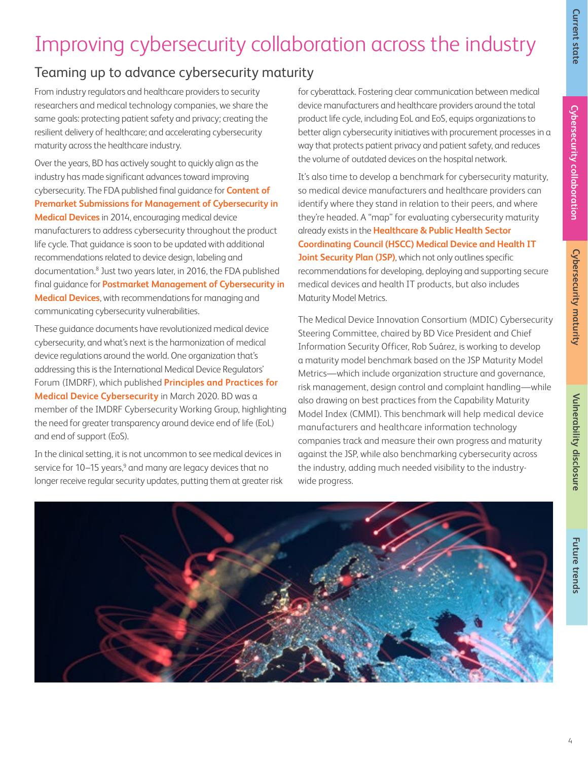# Improving cybersecurity collaboration across the industry

## Teaming up to advance cybersecurity maturity

From industry regulators and healthcare providers to security researchers and medical technology companies, we share the same goals: protecting patient safety and privacy; creating the resilient delivery of healthcare; and accelerating cybersecurity maturity across the healthcare industry.

Over the years, BD has actively sought to quickly align as the industry has made significant advances toward improving cybersecurity. The FDA published final guidance for **Content of Premarket Submissions for Management of Cybersecurity in Medical Devices** in 2014, encouraging medical device manufacturers to address cybersecurity throughout the product life cycle. That guidance is soon to be updated with additional recommendations related to device design, labeling and documentation.[8] Just two years later, in 2016, the FDA published final guidance for **Postmarket Management of Cybersecurity in Medical Devices**, with recommendations for managing and communicating cybersecurity vulnerabilities.

These guidance documents have revolutionized medical device cybersecurity, and what's next is the harmonization of medical device regulations around the world. One organization that's addressing this is the International Medical Device Regulators' Forum (IMDRF), which published **Principles and Practices for Medical Device Cybersecurity** in March 2020. BD was a member of the IMDRF Cybersecurity Working Group, highlighting the need for greater transparency around device end of life (EoL) and end of support (EoS).

In the clinical setting, it is not uncommon to see medical devices in service for 10–15 years,[9] and many are legacy devices that no longer receive regular security updates, putting them at greater risk for cyberattack. Fostering clear communication between medical device manufacturers and healthcare providers around the total product life cycle, including EoL and EoS, equips organizations to better align cybersecurity initiatives with procurement processes in a way that protects patient privacy and patient safety, and reduces the volume of outdated devices on the hospital network.

It's also time to develop a benchmark for cybersecurity maturity, so medical device manufacturers and healthcare providers can identify where they stand in relation to their peers, and where they're headed. A "map" for evaluating cybersecurity maturity already exists in the **Healthcare & Public Health Sector Coordinating Council (HSCC) Medical Device and Health IT Joint Security Plan (JSP)**, which not only outlines specific recommendations for developing, deploying and supporting secure medical devices and health IT products, but also includes Maturity Model Metrics.

The Medical Device Innovation Consortium (MDIC) Cybersecurity Steering Committee, chaired by BD Vice President and Chief Information Security Officer, Rob Suárez, is working to develop a maturity model benchmark based on the JSP Maturity Model Metrics—which include organization structure and governance, risk management, design control and complaint handling—while also drawing on best practices from the Capability Maturity Model Index (CMMI). This benchmark will help medical device manufacturers and healthcare information technology companies track and measure their own progress and maturity against the JSP, while also benchmarking cybersecurity across the industry, adding much needed visibility to the industry-wide progress.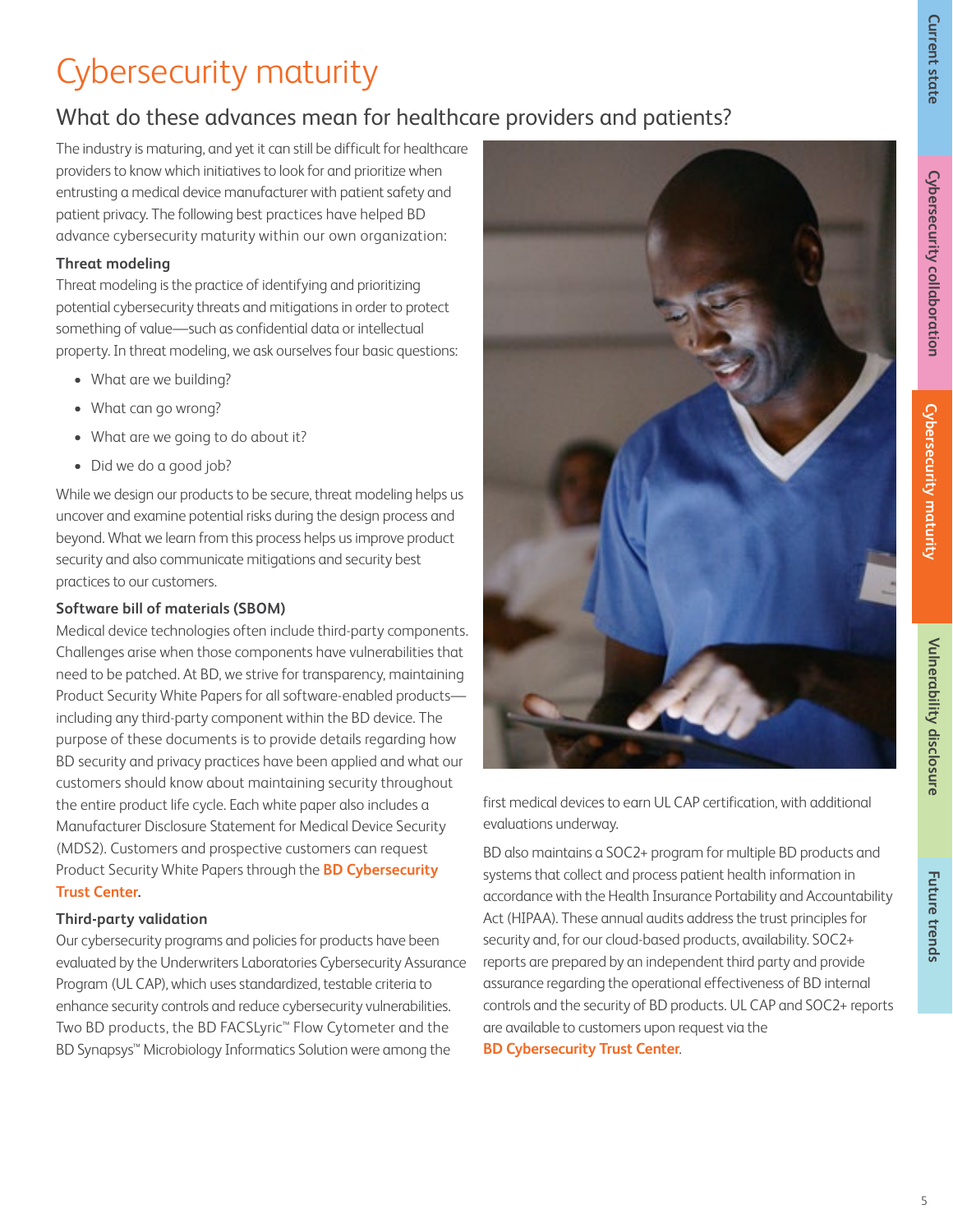# Cybersecurity maturity

## What do these advances mean for healthcare providers and patients?

The industry is maturing, and yet it can still be difficult for healthcare providers to know which initiatives to look for and prioritize when entrusting a medical device manufacturer with patient safety and patient privacy. The following best practices have helped BD advance cybersecurity maturity within our own organization:

### Threat modeling

Threat modeling is the practice of identifying and prioritizing potential cybersecurity threats and mitigations in order to protect something of value—such as confidential data or intellectual property. In threat modeling, we ask ourselves four basic questions:

- What are we building?
- What can go wrong?
- What are we going to do about it?
- Did we do a good job?

While we design our products to be secure, threat modeling helps us uncover and examine potential risks during the design process and beyond. What we learn from this process helps us improve product security and also communicate mitigations and security best practices to our customers.

### Software bill of materials (SBOM)

Medical device technologies often include third-party components. Challenges arise when those components have vulnerabilities that need to be patched. At BD, we strive for transparency, maintaining Product Security White Papers for all software-enabled products—including any third-party component within the BD device. The purpose of these documents is to provide details regarding how BD security and privacy practices have been applied and what our customers should know about maintaining security throughout the entire product life cycle. Each white paper also includes a Manufacturer Disclosure Statement for Medical Device Security (MDS2). Customers and prospective customers can request Product Security White Papers through the **BD Cybersecurity Trust Center**.

### Third-party validation

Our cybersecurity programs and policies for products have been evaluated by the Underwriters Laboratories Cybersecurity Assurance Program (UL CAP), which uses standardized, testable criteria to enhance security controls and reduce cybersecurity vulnerabilities. Two BD products, the BD FACSLyric™ Flow Cytometer and the BD Synapsys™ Microbiology Informatics Solution were among the first medical devices to earn UL CAP certification, with additional evaluations underway.

BD also maintains a SOC2+ program for multiple BD products and systems that collect and process patient health information in accordance with the Health Insurance Portability and Accountability Act (HIPAA). These annual audits address the trust principles for security and, for our cloud-based products, availability. SOC2+ reports are prepared by an independent third party and provide assurance regarding the operational effectiveness of BD internal controls and the security of BD products. UL CAP and SOC2+ reports are available to customers upon request via the **BD Cybersecurity Trust Center**.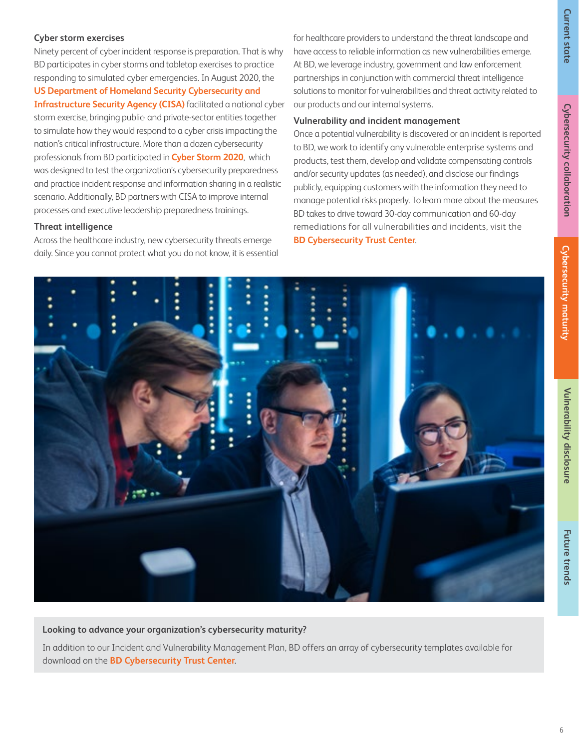### Cyber storm exercises

Ninety percent of cyber incident response is preparation. That is why BD participates in cyber storms and tabletop exercises to practice responding to simulated cyber emergencies. In August 2020, the **US Department of Homeland Security Cybersecurity and Infrastructure Security Agency (CISA)** facilitated a national cyber storm exercise, bringing public- and private-sector entities together to simulate how they would respond to a cyber crisis impacting the nation's critical infrastructure. More than a dozen cybersecurity professionals from BD participated in **Cyber Storm 2020**, which was designed to test the organization's cybersecurity preparedness and practice incident response and information sharing in a realistic scenario. Additionally, BD partners with CISA to improve internal processes and executive leadership preparedness trainings.

### Threat intelligence

Across the healthcare industry, new cybersecurity threats emerge daily. Since you cannot protect what you do not know, it is essential for healthcare providers to understand the threat landscape and have access to reliable information as new vulnerabilities emerge. At BD, we leverage industry, government and law enforcement partnerships in conjunction with commercial threat intelligence solutions to monitor for vulnerabilities and threat activity related to our products and our internal systems.

### Vulnerability and incident management

Once a potential vulnerability is discovered or an incident is reported to BD, we work to identify any vulnerable enterprise systems and products, test them, develop and validate compensating controls and/or security updates (as needed), and disclose our findings publicly, equipping customers with the information they need to manage potential risks properly. To learn more about the measures BD takes to drive toward 30-day communication and 60-day remediations for all vulnerabilities and incidents, visit the **BD Cybersecurity Trust Center**.

**Looking to advance your organization's cybersecurity maturity?**

In addition to our Incident and Vulnerability Management Plan, BD offers an array of cybersecurity templates available for download on the **BD Cybersecurity Trust Center**.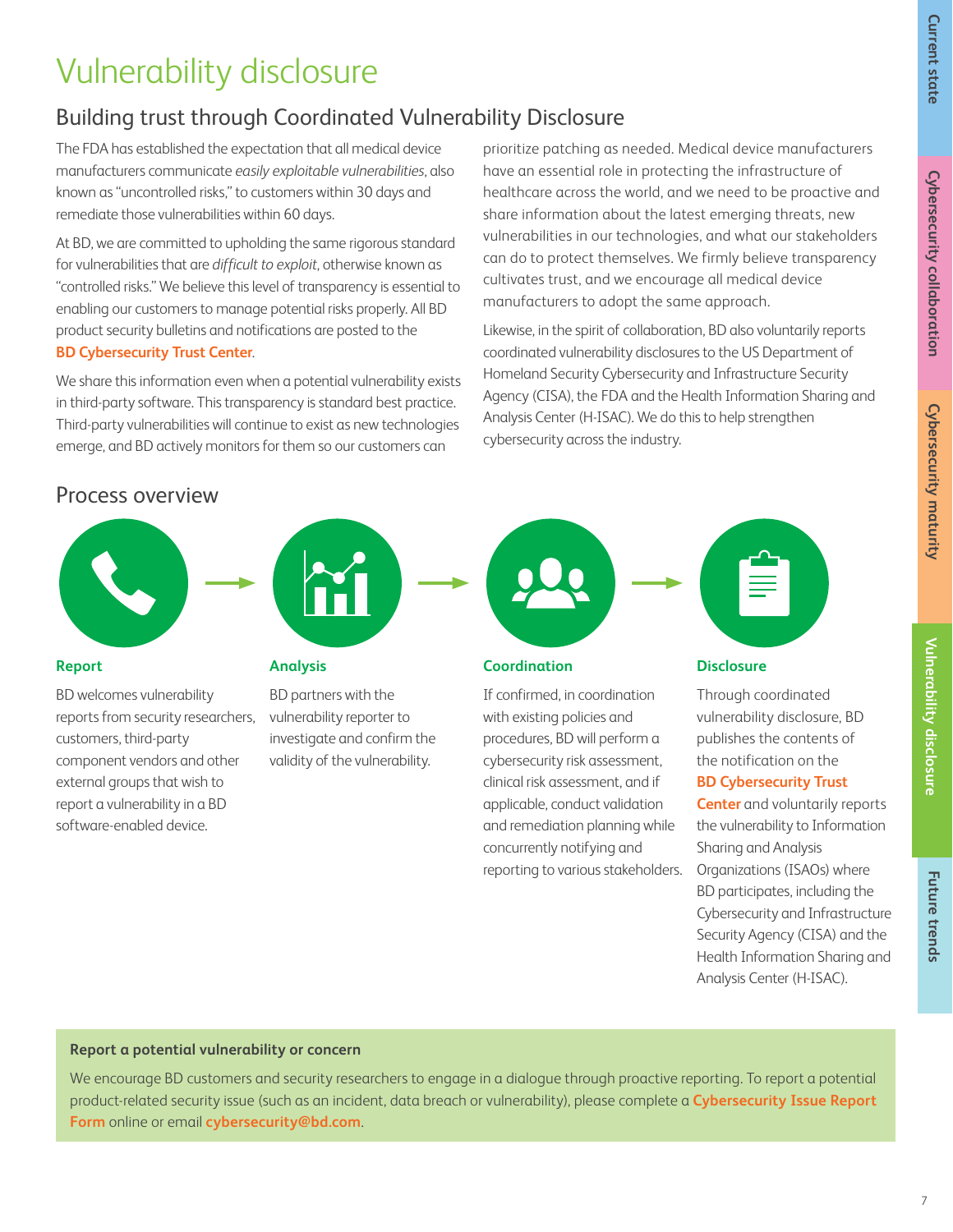# Vulnerability disclosure

## Building trust through Coordinated Vulnerability Disclosure

The FDA has established the expectation that all medical device manufacturers communicate *easily exploitable vulnerabilities*, also known as "uncontrolled risks," to customers within 30 days and remediate those vulnerabilities within 60 days.

At BD, we are committed to upholding the same rigorous standard for vulnerabilities that are *difficult to exploit*, otherwise known as "controlled risks." We believe this level of transparency is essential to enabling our customers to manage potential risks properly. All BD product security bulletins and notifications are posted to the **BD Cybersecurity Trust Center**.

We share this information even when a potential vulnerability exists in third-party software. This transparency is standard best practice. Third-party vulnerabilities will continue to exist as new technologies emerge, and BD actively monitors for them so our customers can prioritize patching as needed. Medical device manufacturers have an essential role in protecting the infrastructure of healthcare across the world, and we need to be proactive and share information about the latest emerging threats, new vulnerabilities in our technologies, and what our stakeholders can do to protect themselves. We firmly believe transparency cultivates trust, and we encourage all medical device manufacturers to adopt the same approach.

Likewise, in the spirit of collaboration, BD also voluntarily reports coordinated vulnerability disclosures to the US Department of Homeland Security Cybersecurity and Infrastructure Security Agency (CISA), the FDA and the Health Information Sharing and Analysis Center (H-ISAC). We do this to help strengthen cybersecurity across the industry.

## Process overview

**Report**

BD welcomes vulnerability reports from security researchers, customers, third-party component vendors and other external groups that wish to report a vulnerability in a BD software-enabled device.

**Analysis**

BD partners with the vulnerability reporter to investigate and confirm the validity of the vulnerability.

**Coordination**

If confirmed, in coordination with existing policies and procedures, BD will perform a cybersecurity risk assessment, clinical risk assessment, and if applicable, conduct validation and remediation planning while concurrently notifying and reporting to various stakeholders.

**Disclosure**

Through coordinated vulnerability disclosure, BD publishes the contents of the notification on the **BD Cybersecurity Trust Center** and voluntarily reports the vulnerability to Information Sharing and Analysis Organizations (ISAOs) where BD participates, including the Cybersecurity and Infrastructure Security Agency (CISA) and the Health Information Sharing and Analysis Center (H-ISAC).

**Report a potential vulnerability or concern**

We encourage BD customers and security researchers to engage in a dialogue through proactive reporting. To report a potential product-related security issue (such as an incident, data breach or vulnerability), please complete a **Cybersecurity Issue Report Form** online or email **cybersecurity@bd.com**.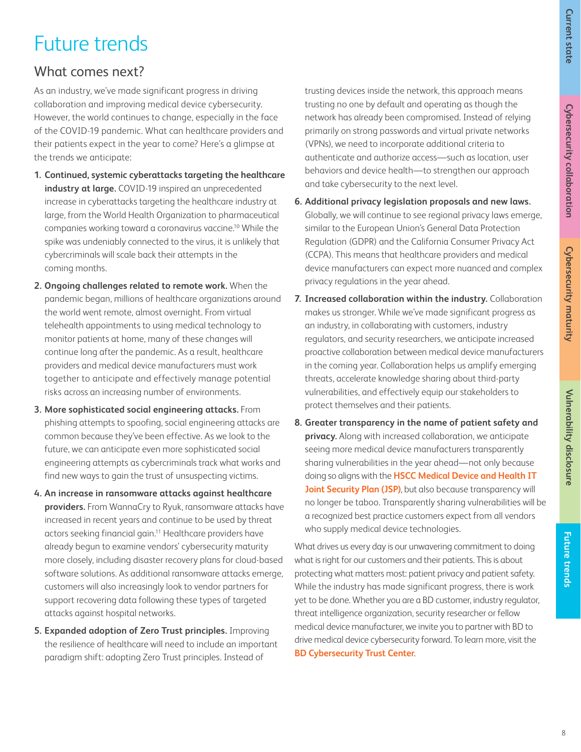# Future trends

## What comes next?

As an industry, we've made significant progress in driving collaboration and improving medical device cybersecurity. However, the world continues to change, especially in the face of the COVID-19 pandemic. What can healthcare providers and their patients expect in the year to come? Here's a glimpse at the trends we anticipate:

1. **Continued, systemic cyberattacks targeting the healthcare industry at large.** COVID-19 inspired an unprecedented increase in cyberattacks targeting the healthcare industry at large, from the World Health Organization to pharmaceutical companies working toward a coronavirus vaccine.[10] While the spike was undeniably connected to the virus, it is unlikely that cybercriminals will scale back their attempts in the coming months.
2. **Ongoing challenges related to remote work.** When the pandemic began, millions of healthcare organizations around the world went remote, almost overnight. From virtual telehealth appointments to using medical technology to monitor patients at home, many of these changes will continue long after the pandemic. As a result, healthcare providers and medical device manufacturers must work together to anticipate and effectively manage potential risks across an increasing number of environments.
3. **More sophisticated social engineering attacks.** From phishing attempts to spoofing, social engineering attacks are common because they've been effective. As we look to the future, we can anticipate even more sophisticated social engineering attempts as cybercriminals track what works and find new ways to gain the trust of unsuspecting victims.
4. **An increase in ransomware attacks against healthcare providers.** From WannaCry to Ryuk, ransomware attacks have increased in recent years and continue to be used by threat actors seeking financial gain.[11] Healthcare providers have already begun to examine vendors' cybersecurity maturity more closely, including disaster recovery plans for cloud-based software solutions. As additional ransomware attacks emerge, customers will also increasingly look to vendor partners for support recovering data following these types of targeted attacks against hospital networks.
5. **Expanded adoption of Zero Trust principles.** Improving the resilience of healthcare will need to include an important paradigm shift: adopting Zero Trust principles. Instead of trusting devices inside the network, this approach means trusting no one by default and operating as though the network has already been compromised. Instead of relying primarily on strong passwords and virtual private networks (VPNs), we need to incorporate additional criteria to authenticate and authorize access—such as location, user behaviors and device health—to strengthen our approach and take cybersecurity to the next level.
6. **Additional privacy legislation proposals and new laws.** Globally, we will continue to see regional privacy laws emerge, similar to the European Union's General Data Protection Regulation (GDPR) and the California Consumer Privacy Act (CCPA). This means that healthcare providers and medical device manufacturers can expect more nuanced and complex privacy regulations in the year ahead.
7. **Increased collaboration within the industry.** Collaboration makes us stronger. While we've made significant progress as an industry, in collaborating with customers, industry regulators, and security researchers, we anticipate increased proactive collaboration between medical device manufacturers in the coming year. Collaboration helps us amplify emerging threats, accelerate knowledge sharing about third-party vulnerabilities, and effectively equip our stakeholders to protect themselves and their patients.
8. **Greater transparency in the name of patient safety and privacy.** Along with increased collaboration, we anticipate seeing more medical device manufacturers transparently sharing vulnerabilities in the year ahead—not only because doing so aligns with the **HSCC Medical Device and Health IT Joint Security Plan (JSP)**, but also because transparency will no longer be taboo. Transparently sharing vulnerabilities will be a recognized best practice customers expect from all vendors who supply medical device technologies.

What drives us every day is our unwavering commitment to doing what is right for our customers and their patients. This is about protecting what matters most: patient privacy and patient safety. While the industry has made significant progress, there is work yet to be done. Whether you are a BD customer, industry regulator, threat intelligence organization, security researcher or fellow medical device manufacturer, we invite you to partner with BD to drive medical device cybersecurity forward. To learn more, visit the **BD Cybersecurity Trust Center**.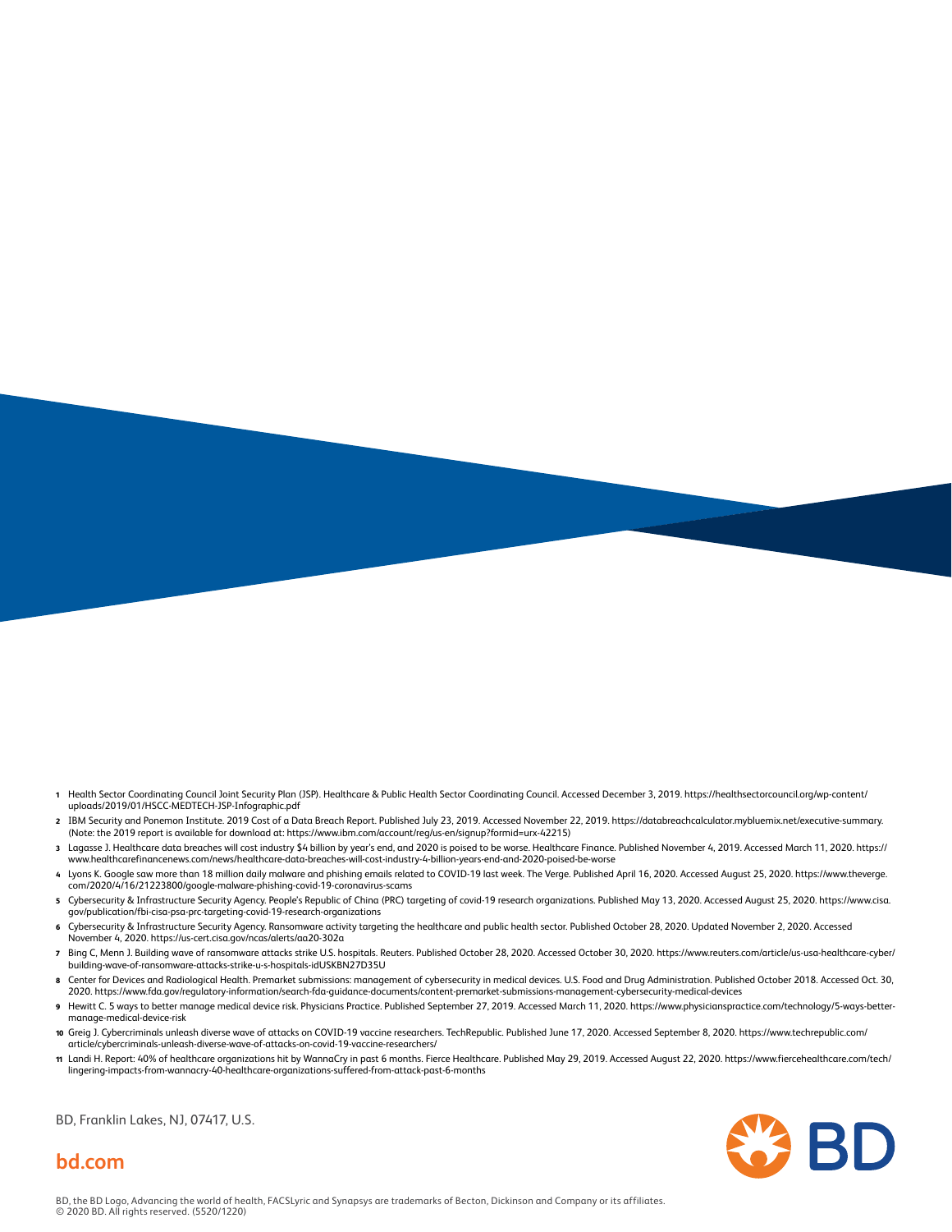1. Health Sector Coordinating Council Joint Security Plan (JSP). Healthcare & Public Health Sector Coordinating Council. Accessed December 3, 2019. https://healthsectorcouncil.org/wp-content/uploads/2019/01/HSCC-MEDTECH-JSP-Infographic.pdf
2. IBM Security and Ponemon Institute. 2019 Cost of a Data Breach Report. Published July 23, 2019. Accessed November 22, 2019. https://databreachcalculator.mybluemix.net/executive-summary. (Note: the 2019 report is available for download at: https://www.ibm.com/account/reg/us-en/signup?formid=urx-42215)
3. Lagasse J. Healthcare data breaches will cost industry $4 billion by year's end, and 2020 is poised to be worse. Healthcare Finance. Published November 4, 2019. Accessed March 11, 2020. https://www.healthcarefinancenews.com/news/healthcare-data-breaches-will-cost-industry-4-billion-years-end-and-2020-poised-be-worse
4. Lyons K. Google saw more than 18 million daily malware and phishing emails related to COVID-19 last week. The Verge. Published April 16, 2020. Accessed August 25, 2020. https://www.theverge.com/2020/4/16/21223800/google-malware-phishing-covid-19-coronavirus-scams
5. Cybersecurity & Infrastructure Security Agency. People's Republic of China (PRC) targeting of covid-19 research organizations. Published May 13, 2020. Accessed August 25, 2020. https://www.cisa.gov/publication/fbi-cisa-psa-prc-targeting-covid-19-research-organizations
6. Cybersecurity & Infrastructure Security Agency. Ransomware activity targeting the healthcare and public health sector. Published October 28, 2020. Updated November 2, 2020. Accessed November 4, 2020. https://us-cert.cisa.gov/ncas/alerts/aa20-302a
7. Bing C, Menn J. Building wave of ransomware attacks strike U.S. hospitals. Reuters. Published October 28, 2020. Accessed October 30, 2020. https://www.reuters.com/article/us-usa-healthcare-cyber/building-wave-of-ransomware-attacks-strike-u-s-hospitals-idUSKBN27D35U
8. Center for Devices and Radiological Health. Premarket submissions: management of cybersecurity in medical devices. U.S. Food and Drug Administration. Published October 2018. Accessed Oct. 30, 2020. https://www.fda.gov/regulatory-information/search-fda-guidance-documents/content-premarket-submissions-management-cybersecurity-medical-devices
9. Hewitt C. 5 ways to better manage medical device risk. Physicians Practice. Published September 27, 2019. Accessed March 11, 2020. https://www.physicianspractice.com/technology/5-ways-better-manage-medical-device-risk
10. Greig J. Cybercriminals unleash diverse wave of attacks on COVID-19 vaccine researchers. TechRepublic. Published June 17, 2020. Accessed September 8, 2020. https://www.techrepublic.com/article/cybercriminals-unleash-diverse-wave-of-attacks-on-covid-19-vaccine-researchers/
11. Landi H. Report: 40% of healthcare organizations hit by WannaCry in past 6 months. Fierce Healthcare. Published May 29, 2019. Accessed August 22, 2020. https://www.fiercehealthcare.com/tech/lingering-impacts-from-wannacry-40-healthcare-organizations-suffered-from-attack-past-6-months

BD, Franklin Lakes, NJ, 07417, U.S.

**bd.com**

BD, the BD Logo, Advancing the world of health, FACSLyric and Synapsys are trademarks of Becton, Dickinson and Company or its affiliates.
© 2020 BD. All rights reserved. (5520/1220)